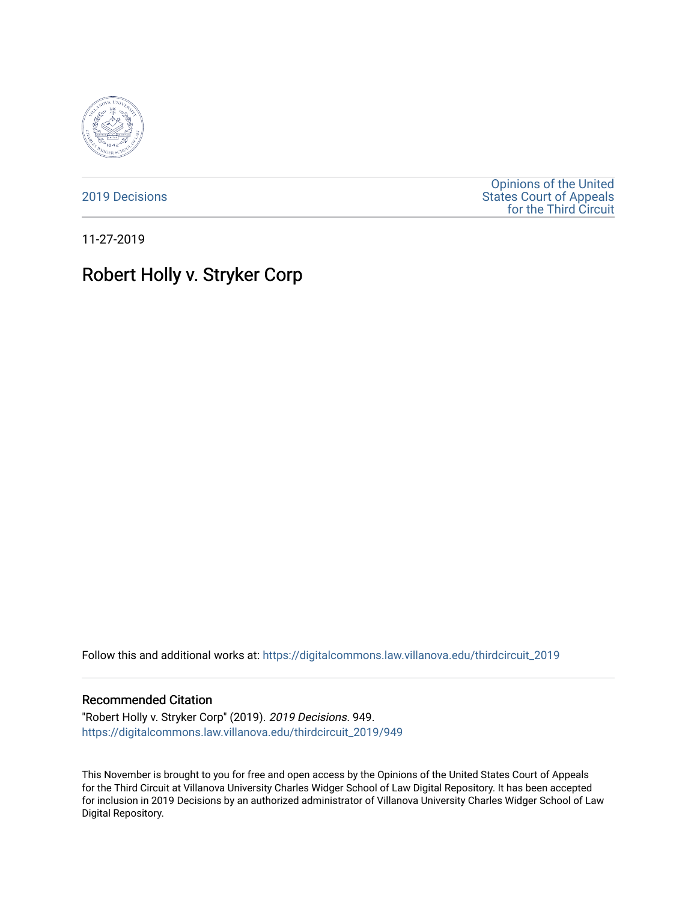2019 Decisions

Opinions of the United States Court of Appeals for the Third Circuit

11-27-2019

# Robert Holly v. Stryker Corp

Follow this and additional works at: https://digitalcommons.law.villanova.edu/thirdcircuit_2019

## Recommended Citation

"Robert Holly v. Stryker Corp" (2019). *2019 Decisions*. 949.
https://digitalcommons.law.villanova.edu/thirdcircuit_2019/949

This November is brought to you for free and open access by the Opinions of the United States Court of Appeals for the Third Circuit at Villanova University Charles Widger School of Law Digital Repository. It has been accepted for inclusion in 2019 Decisions by an authorized administrator of Villanova University Charles Widger School of Law Digital Repository.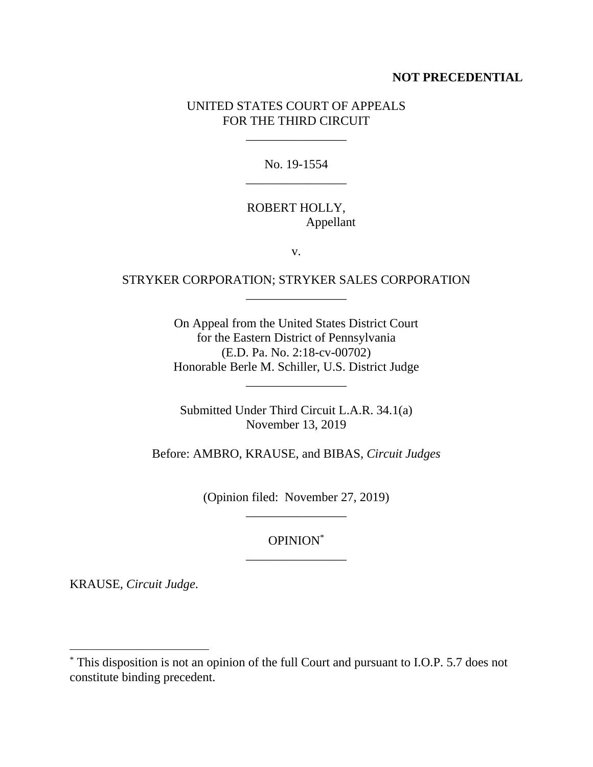**NOT PRECEDENTIAL**

UNITED STATES COURT OF APPEALS
FOR THE THIRD CIRCUIT

---

No. 19-1554

---

ROBERT HOLLY,
Appellant

v.

STRYKER CORPORATION; STRYKER SALES CORPORATION

---

On Appeal from the United States District Court
for the Eastern District of Pennsylvania
(E.D. Pa. No. 2:18-cv-00702)
Honorable Berle M. Schiller, U.S. District Judge

---

Submitted Under Third Circuit L.A.R. 34.1(a)
November 13, 2019

Before: AMBRO, KRAUSE, and BIBAS, *Circuit Judges*

(Opinion filed: November 27, 2019)

---

OPINION[*]

---

KRAUSE, *Circuit Judge*.

[*] This disposition is not an opinion of the full Court and pursuant to I.O.P. 5.7 does not constitute binding precedent.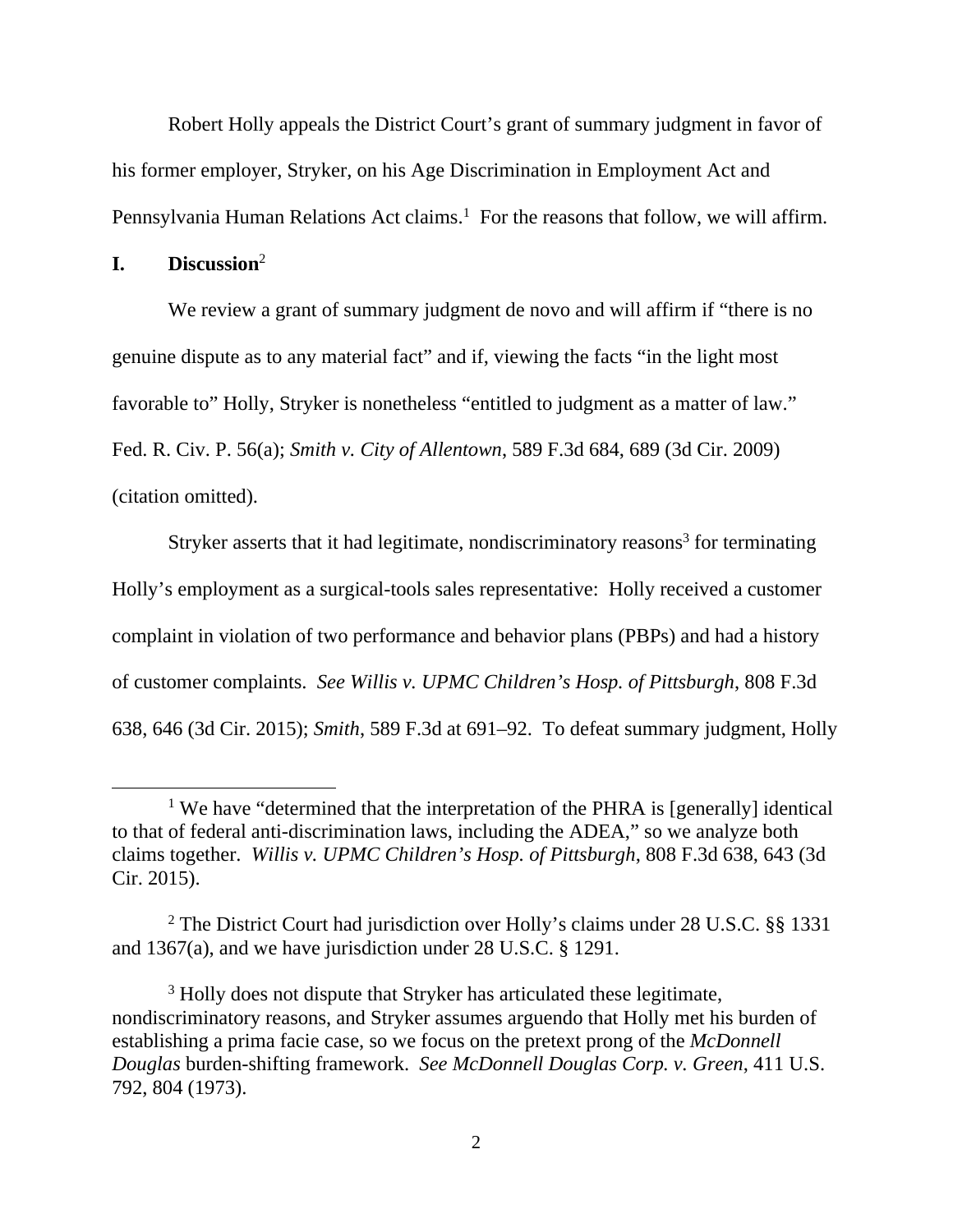Robert Holly appeals the District Court's grant of summary judgment in favor of his former employer, Stryker, on his Age Discrimination in Employment Act and Pennsylvania Human Relations Act claims.[1] For the reasons that follow, we will affirm.

## I. Discussion[2]

We review a grant of summary judgment de novo and will affirm if "there is no genuine dispute as to any material fact" and if, viewing the facts "in the light most favorable to" Holly, Stryker is nonetheless "entitled to judgment as a matter of law." Fed. R. Civ. P. 56(a); *Smith v. City of Allentown*, 589 F.3d 684, 689 (3d Cir. 2009) (citation omitted).

Stryker asserts that it had legitimate, nondiscriminatory reasons[3] for terminating Holly's employment as a surgical-tools sales representative: Holly received a customer complaint in violation of two performance and behavior plans (PBPs) and had a history of customer complaints. *See Willis v. UPMC Children's Hosp. of Pittsburgh*, 808 F.3d 638, 646 (3d Cir. 2015); *Smith*, 589 F.3d at 691–92. To defeat summary judgment, Holly

---

[1] We have "determined that the interpretation of the PHRA is [generally] identical to that of federal anti-discrimination laws, including the ADEA," so we analyze both claims together. *Willis v. UPMC Children's Hosp. of Pittsburgh*, 808 F.3d 638, 643 (3d Cir. 2015).

[2] The District Court had jurisdiction over Holly's claims under 28 U.S.C. §§ 1331 and 1367(a), and we have jurisdiction under 28 U.S.C. § 1291.

[3] Holly does not dispute that Stryker has articulated these legitimate, nondiscriminatory reasons, and Stryker assumes arguendo that Holly met his burden of establishing a prima facie case, so we focus on the pretext prong of the *McDonnell Douglas* burden-shifting framework. *See McDonnell Douglas Corp. v. Green*, 411 U.S. 792, 804 (1973).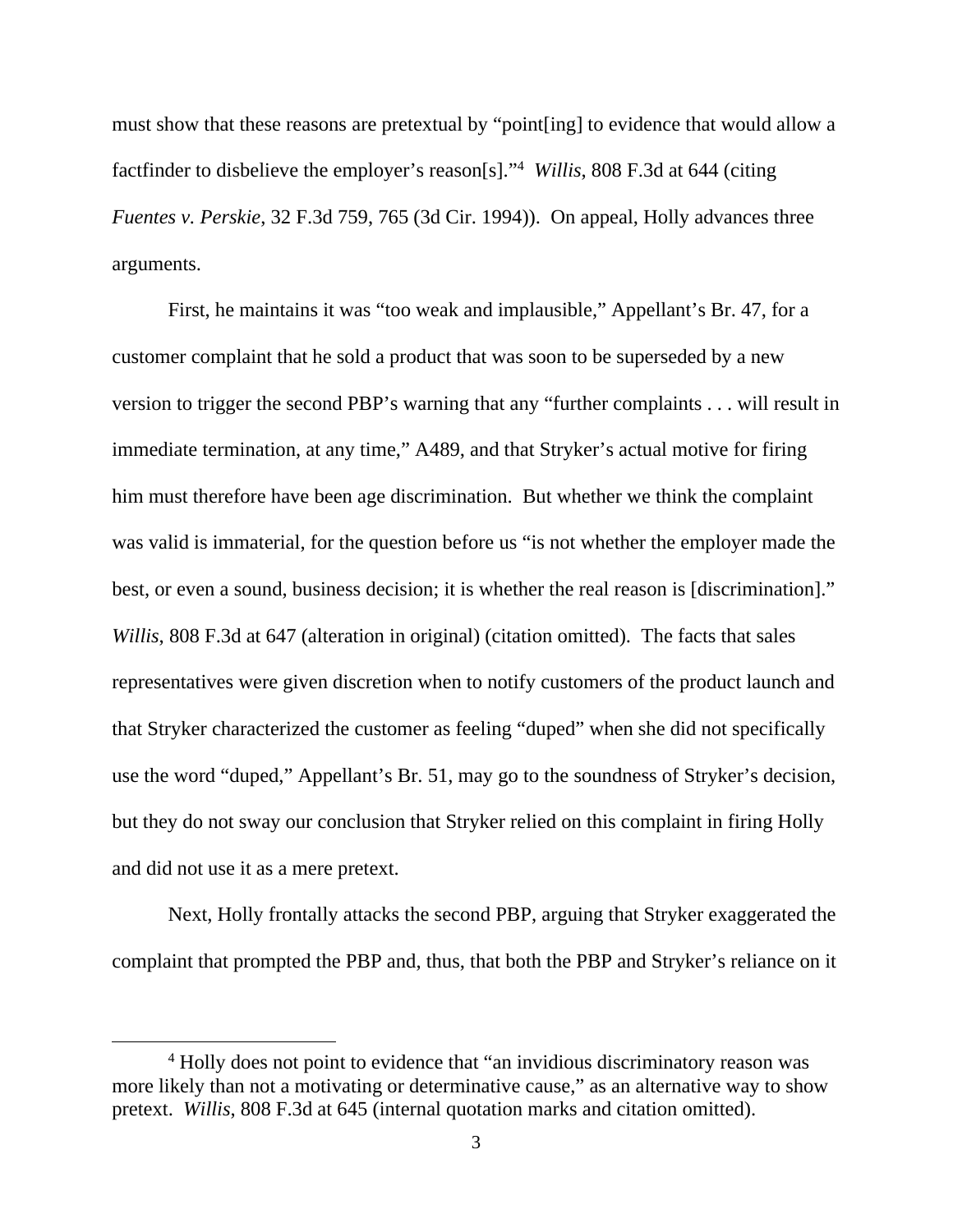must show that these reasons are pretextual by "point[ing] to evidence that would allow a factfinder to disbelieve the employer's reason[s]."[4] *Willis*, 808 F.3d at 644 (citing *Fuentes v. Perskie*, 32 F.3d 759, 765 (3d Cir. 1994)). On appeal, Holly advances three arguments.

First, he maintains it was "too weak and implausible," Appellant's Br. 47, for a customer complaint that he sold a product that was soon to be superseded by a new version to trigger the second PBP's warning that any "further complaints . . . will result in immediate termination, at any time," A489, and that Stryker's actual motive for firing him must therefore have been age discrimination. But whether we think the complaint was valid is immaterial, for the question before us "is not whether the employer made the best, or even a sound, business decision; it is whether the real reason is [discrimination]." *Willis*, 808 F.3d at 647 (alteration in original) (citation omitted). The facts that sales representatives were given discretion when to notify customers of the product launch and that Stryker characterized the customer as feeling "duped" when she did not specifically use the word "duped," Appellant's Br. 51, may go to the soundness of Stryker's decision, but they do not sway our conclusion that Stryker relied on this complaint in firing Holly and did not use it as a mere pretext.

Next, Holly frontally attacks the second PBP, arguing that Stryker exaggerated the complaint that prompted the PBP and, thus, that both the PBP and Stryker's reliance on it

[4] Holly does not point to evidence that "an invidious discriminatory reason was more likely than not a motivating or determinative cause," as an alternative way to show pretext. *Willis*, 808 F.3d at 645 (internal quotation marks and citation omitted).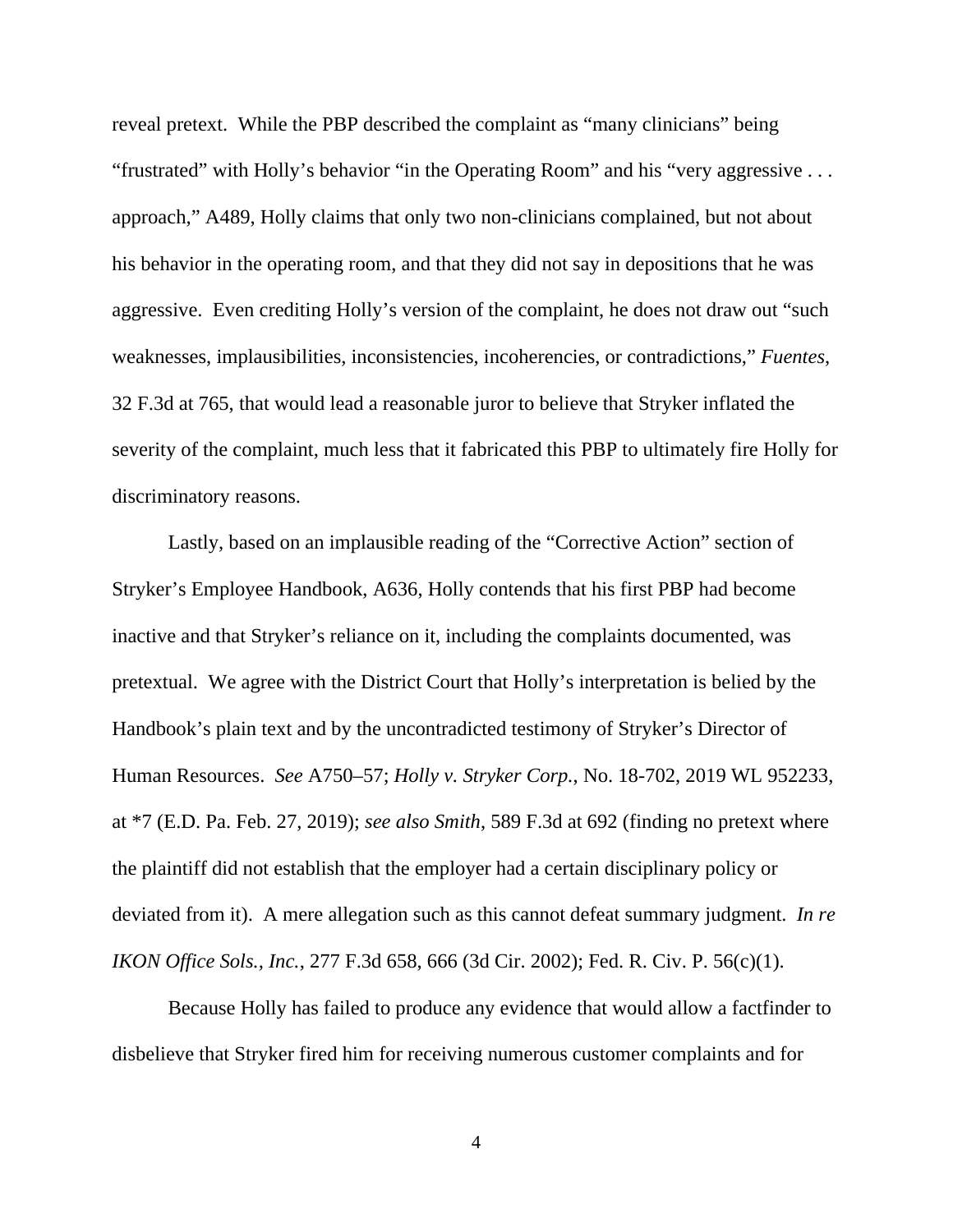reveal pretext. While the PBP described the complaint as "many clinicians" being "frustrated" with Holly's behavior "in the Operating Room" and his "very aggressive . . . approach," A489, Holly claims that only two non-clinicians complained, but not about his behavior in the operating room, and that they did not say in depositions that he was aggressive. Even crediting Holly's version of the complaint, he does not draw out "such weaknesses, implausibilities, inconsistencies, incoherencies, or contradictions," *Fuentes*, 32 F.3d at 765, that would lead a reasonable juror to believe that Stryker inflated the severity of the complaint, much less that it fabricated this PBP to ultimately fire Holly for discriminatory reasons.

Lastly, based on an implausible reading of the "Corrective Action" section of Stryker's Employee Handbook, A636, Holly contends that his first PBP had become inactive and that Stryker's reliance on it, including the complaints documented, was pretextual. We agree with the District Court that Holly's interpretation is belied by the Handbook's plain text and by the uncontradicted testimony of Stryker's Director of Human Resources. *See* A750–57; *Holly v. Stryker Corp.*, No. 18-702, 2019 WL 952233, at *7 (E.D. Pa. Feb. 27, 2019); *see also Smith*, 589 F.3d at 692 (finding no pretext where the plaintiff did not establish that the employer had a certain disciplinary policy or deviated from it). A mere allegation such as this cannot defeat summary judgment. *In re IKON Office Sols., Inc.*, 277 F.3d 658, 666 (3d Cir. 2002); Fed. R. Civ. P. 56(c)(1).

Because Holly has failed to produce any evidence that would allow a factfinder to disbelieve that Stryker fired him for receiving numerous customer complaints and for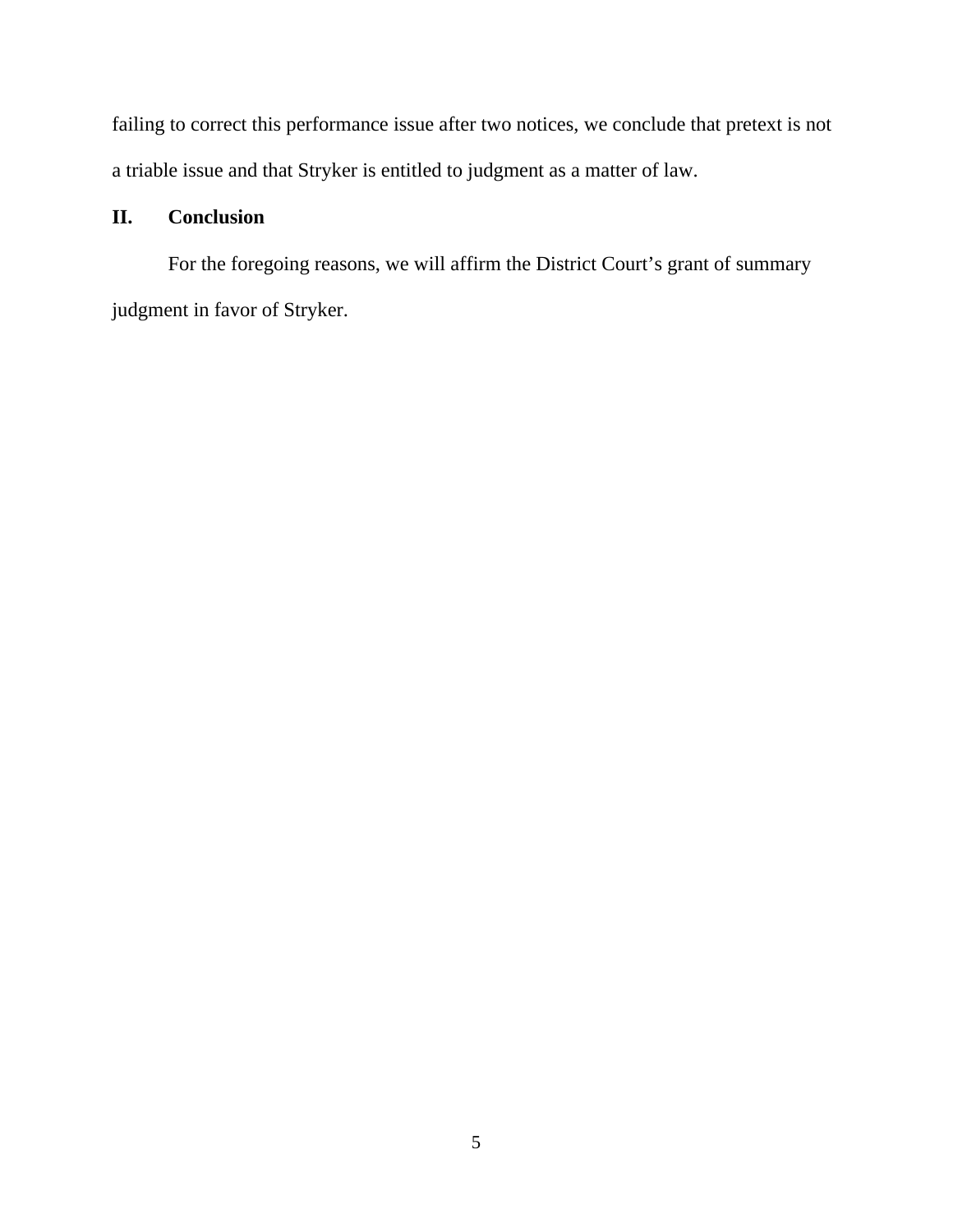failing to correct this performance issue after two notices, we conclude that pretext is not a triable issue and that Stryker is entitled to judgment as a matter of law.

## II. Conclusion

For the foregoing reasons, we will affirm the District Court's grant of summary judgment in favor of Stryker.